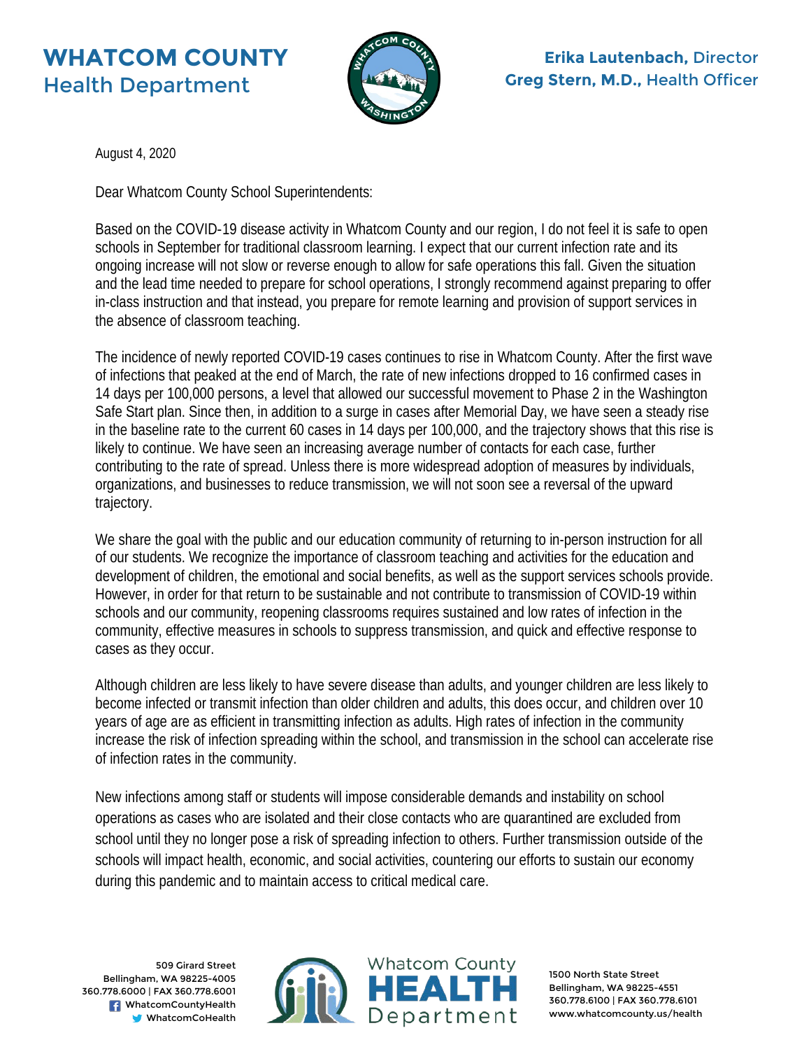# WHATCOM COUNTY
## Health Department

**Erika Lautenbach,** Director
**Greg Stern, M.D.,** Health Officer

August 4, 2020

Dear Whatcom County School Superintendents:

Based on the COVID-19 disease activity in Whatcom County and our region, I do not feel it is safe to open schools in September for traditional classroom learning. I expect that our current infection rate and its ongoing increase will not slow or reverse enough to allow for safe operations this fall. Given the situation and the lead time needed to prepare for school operations, I strongly recommend against preparing to offer in-class instruction and that instead, you prepare for remote learning and provision of support services in the absence of classroom teaching.

The incidence of newly reported COVID-19 cases continues to rise in Whatcom County. After the first wave of infections that peaked at the end of March, the rate of new infections dropped to 16 confirmed cases in 14 days per 100,000 persons, a level that allowed our successful movement to Phase 2 in the Washington Safe Start plan. Since then, in addition to a surge in cases after Memorial Day, we have seen a steady rise in the baseline rate to the current 60 cases in 14 days per 100,000, and the trajectory shows that this rise is likely to continue. We have seen an increasing average number of contacts for each case, further contributing to the rate of spread. Unless there is more widespread adoption of measures by individuals, organizations, and businesses to reduce transmission, we will not soon see a reversal of the upward trajectory.

We share the goal with the public and our education community of returning to in-person instruction for all of our students. We recognize the importance of classroom teaching and activities for the education and development of children, the emotional and social benefits, as well as the support services schools provide. However, in order for that return to be sustainable and not contribute to transmission of COVID-19 within schools and our community, reopening classrooms requires sustained and low rates of infection in the community, effective measures in schools to suppress transmission, and quick and effective response to cases as they occur.

Although children are less likely to have severe disease than adults, and younger children are less likely to become infected or transmit infection than older children and adults, this does occur, and children over 10 years of age are as efficient in transmitting infection as adults. High rates of infection in the community increase the risk of infection spreading within the school, and transmission in the school can accelerate rise of infection rates in the community.

New infections among staff or students will impose considerable demands and instability on school operations as cases who are isolated and their close contacts who are quarantined are excluded from school until they no longer pose a risk of spreading infection to others. Further transmission outside of the schools will impact health, economic, and social activities, countering our efforts to sustain our economy during this pandemic and to maintain access to critical medical care.

509 Girard Street
Bellingham, WA 98225-4005
360.778.6000 | FAX 360.778.6001
WhatcomCountyHealth
WhatcomCoHealth

Whatcom County HEALTH Department

1500 North State Street
Bellingham, WA 98225-4551
360.778.6100 | FAX 360.778.6101
www.whatcomcounty.us/health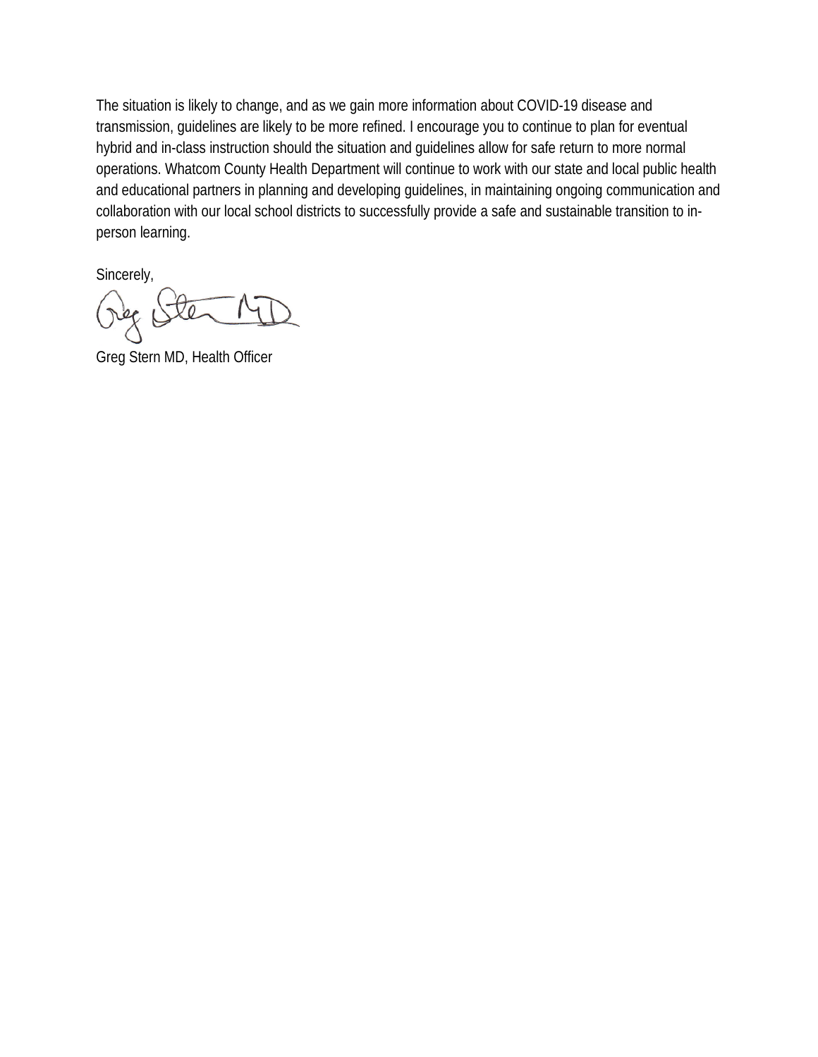The situation is likely to change, and as we gain more information about COVID-19 disease and transmission, guidelines are likely to be more refined. I encourage you to continue to plan for eventual hybrid and in-class instruction should the situation and guidelines allow for safe return to more normal operations. Whatcom County Health Department will continue to work with our state and local public health and educational partners in planning and developing guidelines, in maintaining ongoing communication and collaboration with our local school districts to successfully provide a safe and sustainable transition to in-person learning.

Sincerely,

Greg Stern MD, Health Officer